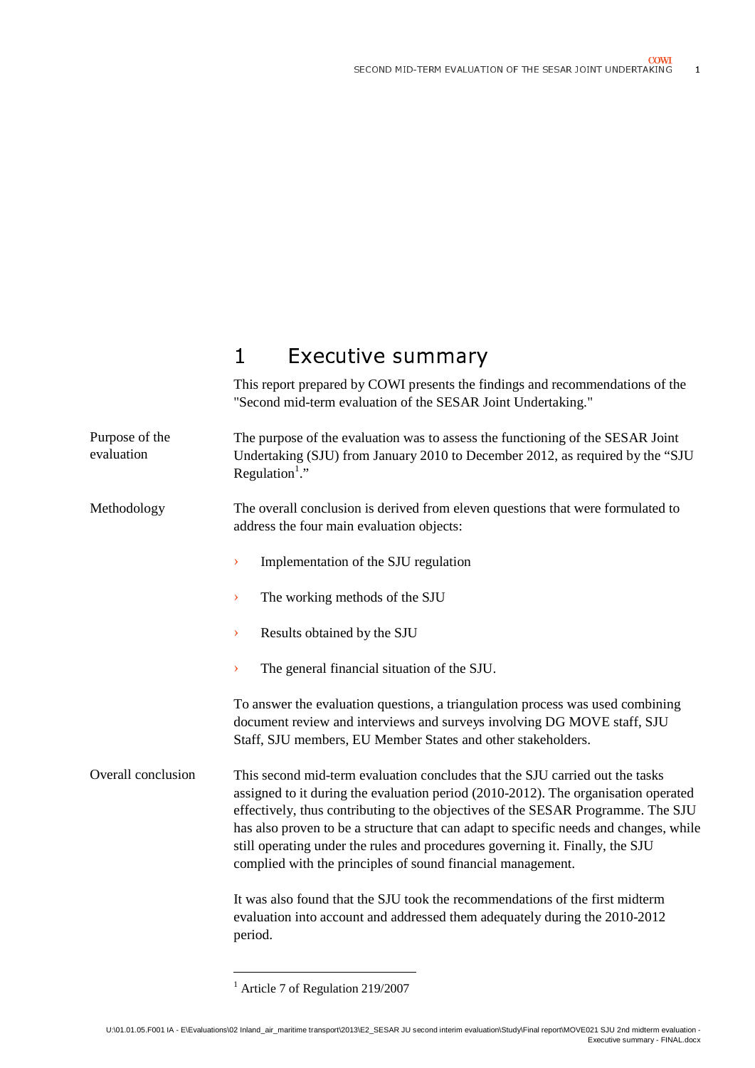# 1 Executive summary

This report prepared by COWI presents the findings and recommendations of the "Second mid-term evaluation of the SESAR Joint Undertaking."

**Purpose of the evaluation**

The purpose of the evaluation was to assess the functioning of the SESAR Joint Undertaking (SJU) from January 2010 to December 2012, as required by the "SJU Regulation[1]."

**Methodology**

The overall conclusion is derived from eleven questions that were formulated to address the four main evaluation objects:

- Implementation of the SJU regulation
- The working methods of the SJU
- Results obtained by the SJU
- The general financial situation of the SJU.

To answer the evaluation questions, a triangulation process was used combining document review and interviews and surveys involving DG MOVE staff, SJU Staff, SJU members, EU Member States and other stakeholders.

**Overall conclusion**

This second mid-term evaluation concludes that the SJU carried out the tasks assigned to it during the evaluation period (2010-2012). The organisation operated effectively, thus contributing to the objectives of the SESAR Programme. The SJU has also proven to be a structure that can adapt to specific needs and changes, while still operating under the rules and procedures governing it. Finally, the SJU complied with the principles of sound financial management.

It was also found that the SJU took the recommendations of the first midterm evaluation into account and addressed them adequately during the 2010-2012 period.

[1] Article 7 of Regulation 219/2007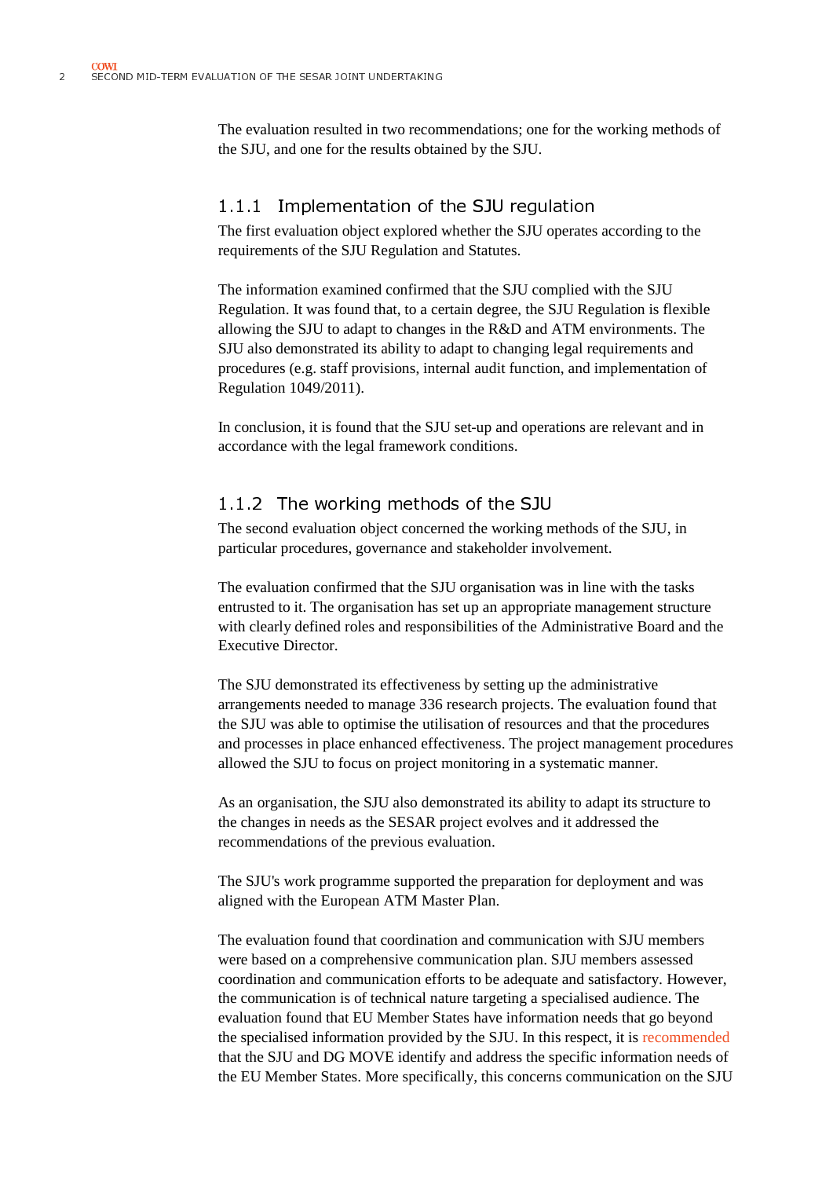The evaluation resulted in two recommendations; one for the working methods of the SJU, and one for the results obtained by the SJU.

### 1.1.1 Implementation of the SJU regulation

The first evaluation object explored whether the SJU operates according to the requirements of the SJU Regulation and Statutes.

The information examined confirmed that the SJU complied with the SJU Regulation. It was found that, to a certain degree, the SJU Regulation is flexible allowing the SJU to adapt to changes in the R&D and ATM environments. The SJU also demonstrated its ability to adapt to changing legal requirements and procedures (e.g. staff provisions, internal audit function, and implementation of Regulation 1049/2011).

In conclusion, it is found that the SJU set-up and operations are relevant and in accordance with the legal framework conditions.

### 1.1.2 The working methods of the SJU

The second evaluation object concerned the working methods of the SJU, in particular procedures, governance and stakeholder involvement.

The evaluation confirmed that the SJU organisation was in line with the tasks entrusted to it. The organisation has set up an appropriate management structure with clearly defined roles and responsibilities of the Administrative Board and the Executive Director.

The SJU demonstrated its effectiveness by setting up the administrative arrangements needed to manage 336 research projects. The evaluation found that the SJU was able to optimise the utilisation of resources and that the procedures and processes in place enhanced effectiveness. The project management procedures allowed the SJU to focus on project monitoring in a systematic manner.

As an organisation, the SJU also demonstrated its ability to adapt its structure to the changes in needs as the SESAR project evolves and it addressed the recommendations of the previous evaluation.

The SJU's work programme supported the preparation for deployment and was aligned with the European ATM Master Plan.

The evaluation found that coordination and communication with SJU members were based on a comprehensive communication plan. SJU members assessed coordination and communication efforts to be adequate and satisfactory. However, the communication is of technical nature targeting a specialised audience. The evaluation found that EU Member States have information needs that go beyond the specialised information provided by the SJU. In this respect, it is recommended that the SJU and DG MOVE identify and address the specific information needs of the EU Member States. More specifically, this concerns communication on the SJU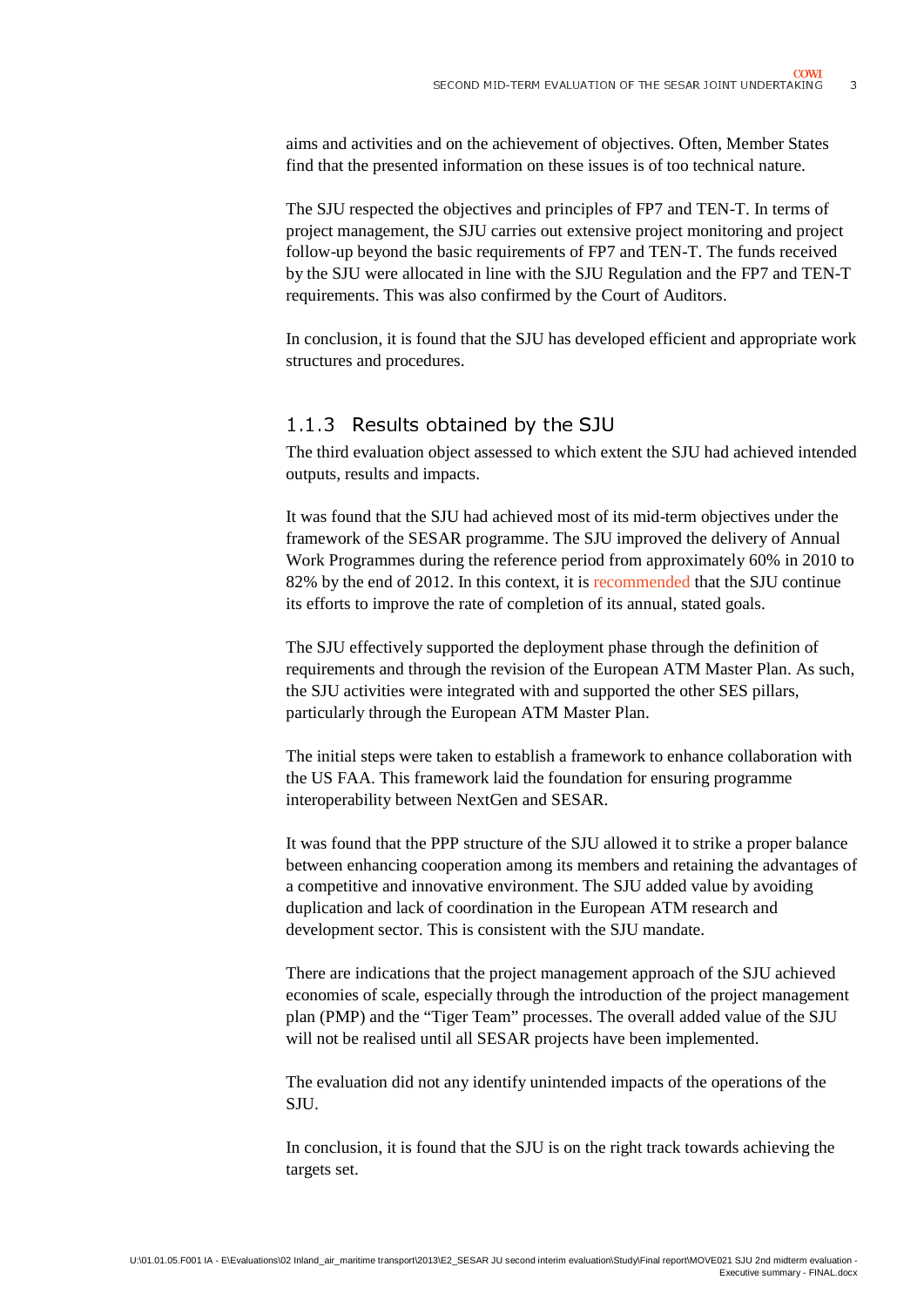aims and activities and on the achievement of objectives. Often, Member States find that the presented information on these issues is of too technical nature.

The SJU respected the objectives and principles of FP7 and TEN-T. In terms of project management, the SJU carries out extensive project monitoring and project follow-up beyond the basic requirements of FP7 and TEN-T. The funds received by the SJU were allocated in line with the SJU Regulation and the FP7 and TEN-T requirements. This was also confirmed by the Court of Auditors.

In conclusion, it is found that the SJU has developed efficient and appropriate work structures and procedures.

### 1.1.3 Results obtained by the SJU

The third evaluation object assessed to which extent the SJU had achieved intended outputs, results and impacts.

It was found that the SJU had achieved most of its mid-term objectives under the framework of the SESAR programme. The SJU improved the delivery of Annual Work Programmes during the reference period from approximately 60% in 2010 to 82% by the end of 2012. In this context, it is recommended that the SJU continue its efforts to improve the rate of completion of its annual, stated goals.

The SJU effectively supported the deployment phase through the definition of requirements and through the revision of the European ATM Master Plan. As such, the SJU activities were integrated with and supported the other SES pillars, particularly through the European ATM Master Plan.

The initial steps were taken to establish a framework to enhance collaboration with the US FAA. This framework laid the foundation for ensuring programme interoperability between NextGen and SESAR.

It was found that the PPP structure of the SJU allowed it to strike a proper balance between enhancing cooperation among its members and retaining the advantages of a competitive and innovative environment. The SJU added value by avoiding duplication and lack of coordination in the European ATM research and development sector. This is consistent with the SJU mandate.

There are indications that the project management approach of the SJU achieved economies of scale, especially through the introduction of the project management plan (PMP) and the "Tiger Team" processes. The overall added value of the SJU will not be realised until all SESAR projects have been implemented.

The evaluation did not any identify unintended impacts of the operations of the SJU.

In conclusion, it is found that the SJU is on the right track towards achieving the targets set.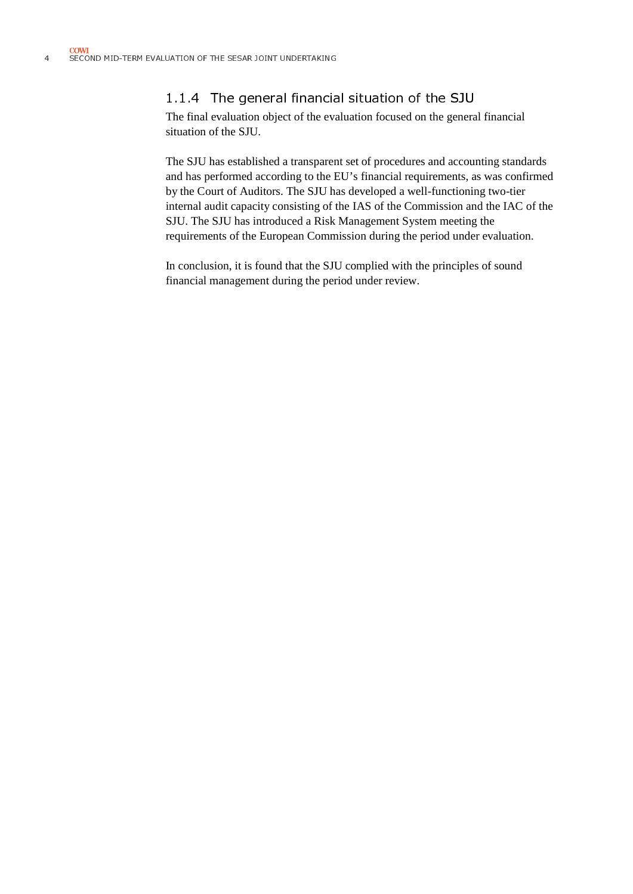### 1.1.4 The general financial situation of the SJU

The final evaluation object of the evaluation focused on the general financial situation of the SJU.

The SJU has established a transparent set of procedures and accounting standards and has performed according to the EU's financial requirements, as was confirmed by the Court of Auditors. The SJU has developed a well-functioning two-tier internal audit capacity consisting of the IAS of the Commission and the IAC of the SJU. The SJU has introduced a Risk Management System meeting the requirements of the European Commission during the period under evaluation.

In conclusion, it is found that the SJU complied with the principles of sound financial management during the period under review.